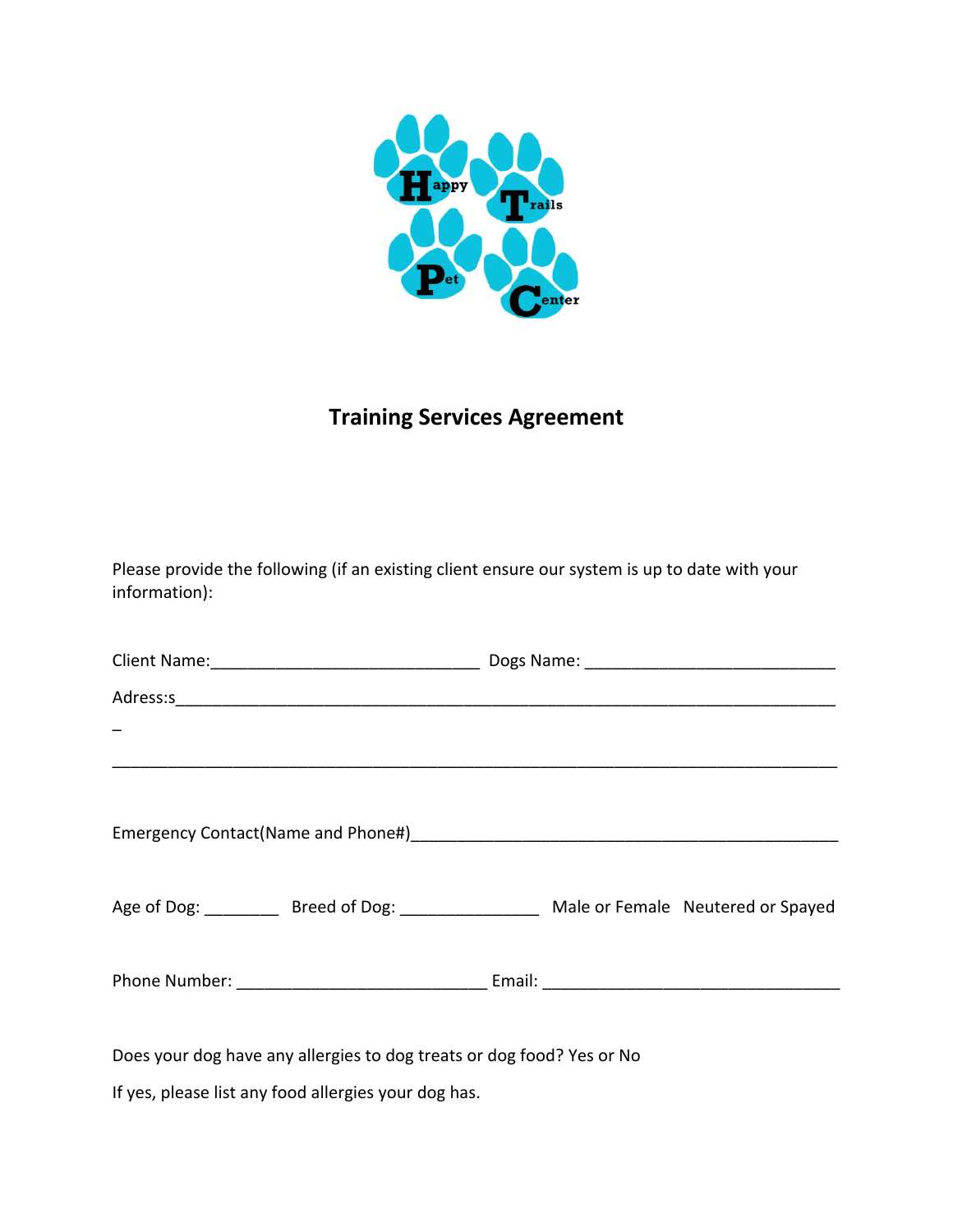Happy Trails Pet Center

# Training Services Agreement

Please provide the following (if an existing client ensure our system is up to date with your information):

Client Name:_____________________________ Dogs Name: ___________________________

Adress:s________________________________________________________________________

_

________________________________________________________________________________

Emergency Contact(Name and Phone#)_______________________________________________

Age of Dog: ________ Breed of Dog: _______________ Male or Female Neutered or Spayed

Phone Number: ___________________________ Email: ________________________________

Does your dog have any allergies to dog treats or dog food? Yes or No

If yes, please list any food allergies your dog has.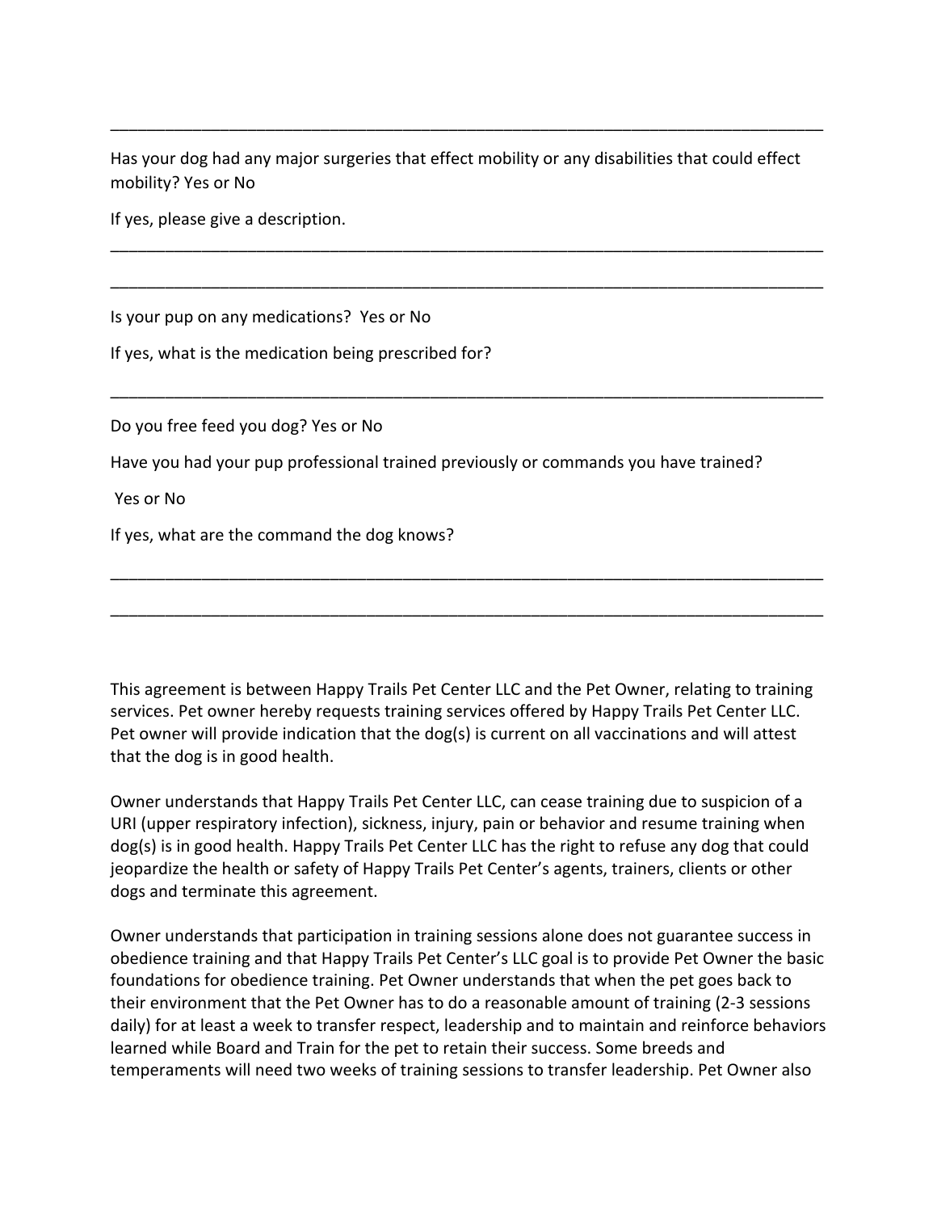\_\_\_\_\_\_\_\_\_\_\_\_\_\_\_\_\_\_\_\_\_\_\_\_\_\_\_\_\_\_\_\_\_\_\_\_\_\_\_\_\_\_\_\_\_\_\_\_\_\_\_\_\_\_\_\_\_\_\_\_\_\_\_\_\_\_\_\_\_\_\_\_\_\_\_\_\_\_

Has your dog had any major surgeries that effect mobility or any disabilities that could effect mobility? Yes or No

If yes, please give a description.

\_\_\_\_\_\_\_\_\_\_\_\_\_\_\_\_\_\_\_\_\_\_\_\_\_\_\_\_\_\_\_\_\_\_\_\_\_\_\_\_\_\_\_\_\_\_\_\_\_\_\_\_\_\_\_\_\_\_\_\_\_\_\_\_\_\_\_\_\_\_\_\_\_\_\_\_\_\_

\_\_\_\_\_\_\_\_\_\_\_\_\_\_\_\_\_\_\_\_\_\_\_\_\_\_\_\_\_\_\_\_\_\_\_\_\_\_\_\_\_\_\_\_\_\_\_\_\_\_\_\_\_\_\_\_\_\_\_\_\_\_\_\_\_\_\_\_\_\_\_\_\_\_\_\_\_\_

Is your pup on any medications? Yes or No

If yes, what is the medication being prescribed for?

\_\_\_\_\_\_\_\_\_\_\_\_\_\_\_\_\_\_\_\_\_\_\_\_\_\_\_\_\_\_\_\_\_\_\_\_\_\_\_\_\_\_\_\_\_\_\_\_\_\_\_\_\_\_\_\_\_\_\_\_\_\_\_\_\_\_\_\_\_\_\_\_\_\_\_\_\_\_

Do you free feed you dog? Yes or No

Have you had your pup professional trained previously or commands you have trained?

Yes or No

If yes, what are the command the dog knows?

\_\_\_\_\_\_\_\_\_\_\_\_\_\_\_\_\_\_\_\_\_\_\_\_\_\_\_\_\_\_\_\_\_\_\_\_\_\_\_\_\_\_\_\_\_\_\_\_\_\_\_\_\_\_\_\_\_\_\_\_\_\_\_\_\_\_\_\_\_\_\_\_\_\_\_\_\_\_

\_\_\_\_\_\_\_\_\_\_\_\_\_\_\_\_\_\_\_\_\_\_\_\_\_\_\_\_\_\_\_\_\_\_\_\_\_\_\_\_\_\_\_\_\_\_\_\_\_\_\_\_\_\_\_\_\_\_\_\_\_\_\_\_\_\_\_\_\_\_\_\_\_\_\_\_\_\_

This agreement is between Happy Trails Pet Center LLC and the Pet Owner, relating to training services. Pet owner hereby requests training services offered by Happy Trails Pet Center LLC. Pet owner will provide indication that the dog(s) is current on all vaccinations and will attest that the dog is in good health.

Owner understands that Happy Trails Pet Center LLC, can cease training due to suspicion of a URI (upper respiratory infection), sickness, injury, pain or behavior and resume training when dog(s) is in good health. Happy Trails Pet Center LLC has the right to refuse any dog that could jeopardize the health or safety of Happy Trails Pet Center's agents, trainers, clients or other dogs and terminate this agreement.

Owner understands that participation in training sessions alone does not guarantee success in obedience training and that Happy Trails Pet Center's LLC goal is to provide Pet Owner the basic foundations for obedience training. Pet Owner understands that when the pet goes back to their environment that the Pet Owner has to do a reasonable amount of training (2-3 sessions daily) for at least a week to transfer respect, leadership and to maintain and reinforce behaviors learned while Board and Train for the pet to retain their success. Some breeds and temperaments will need two weeks of training sessions to transfer leadership. Pet Owner also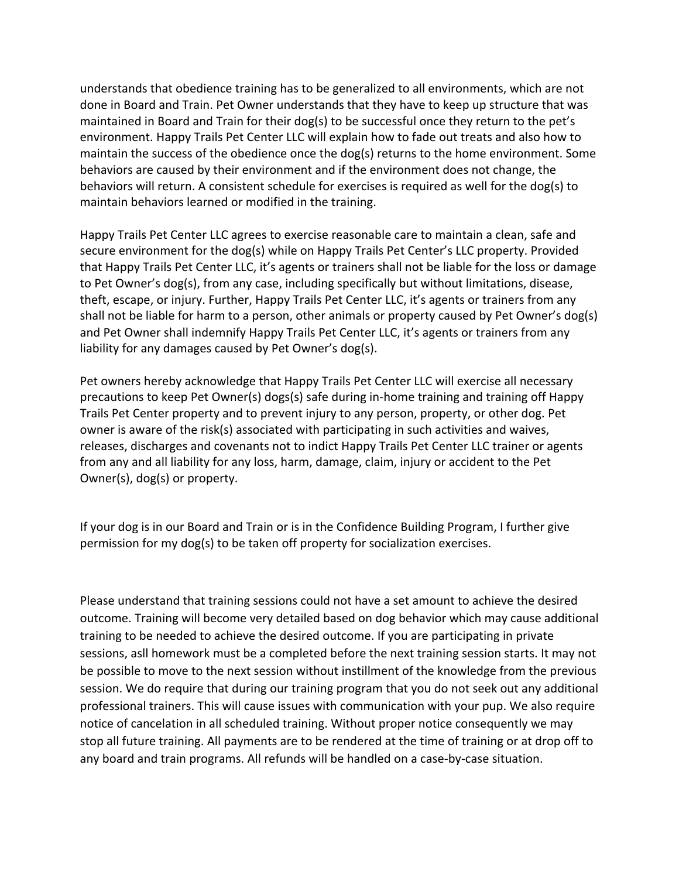understands that obedience training has to be generalized to all environments, which are not done in Board and Train. Pet Owner understands that they have to keep up structure that was maintained in Board and Train for their dog(s) to be successful once they return to the pet's environment. Happy Trails Pet Center LLC will explain how to fade out treats and also how to maintain the success of the obedience once the dog(s) returns to the home environment. Some behaviors are caused by their environment and if the environment does not change, the behaviors will return. A consistent schedule for exercises is required as well for the dog(s) to maintain behaviors learned or modified in the training.

Happy Trails Pet Center LLC agrees to exercise reasonable care to maintain a clean, safe and secure environment for the dog(s) while on Happy Trails Pet Center's LLC property. Provided that Happy Trails Pet Center LLC, it's agents or trainers shall not be liable for the loss or damage to Pet Owner's dog(s), from any case, including specifically but without limitations, disease, theft, escape, or injury. Further, Happy Trails Pet Center LLC, it's agents or trainers from any shall not be liable for harm to a person, other animals or property caused by Pet Owner's dog(s) and Pet Owner shall indemnify Happy Trails Pet Center LLC, it's agents or trainers from any liability for any damages caused by Pet Owner's dog(s).

Pet owners hereby acknowledge that Happy Trails Pet Center LLC will exercise all necessary precautions to keep Pet Owner(s) dogs(s) safe during in-home training and training off Happy Trails Pet Center property and to prevent injury to any person, property, or other dog. Pet owner is aware of the risk(s) associated with participating in such activities and waives, releases, discharges and covenants not to indict Happy Trails Pet Center LLC trainer or agents from any and all liability for any loss, harm, damage, claim, injury or accident to the Pet Owner(s), dog(s) or property.

If your dog is in our Board and Train or is in the Confidence Building Program, I further give permission for my dog(s) to be taken off property for socialization exercises.

Please understand that training sessions could not have a set amount to achieve the desired outcome. Training will become very detailed based on dog behavior which may cause additional training to be needed to achieve the desired outcome. If you are participating in private sessions, asll homework must be a completed before the next training session starts. It may not be possible to move to the next session without instillment of the knowledge from the previous session. We do require that during our training program that you do not seek out any additional professional trainers. This will cause issues with communication with your pup. We also require notice of cancelation in all scheduled training. Without proper notice consequently we may stop all future training. All payments are to be rendered at the time of training or at drop off to any board and train programs. All refunds will be handled on a case-by-case situation.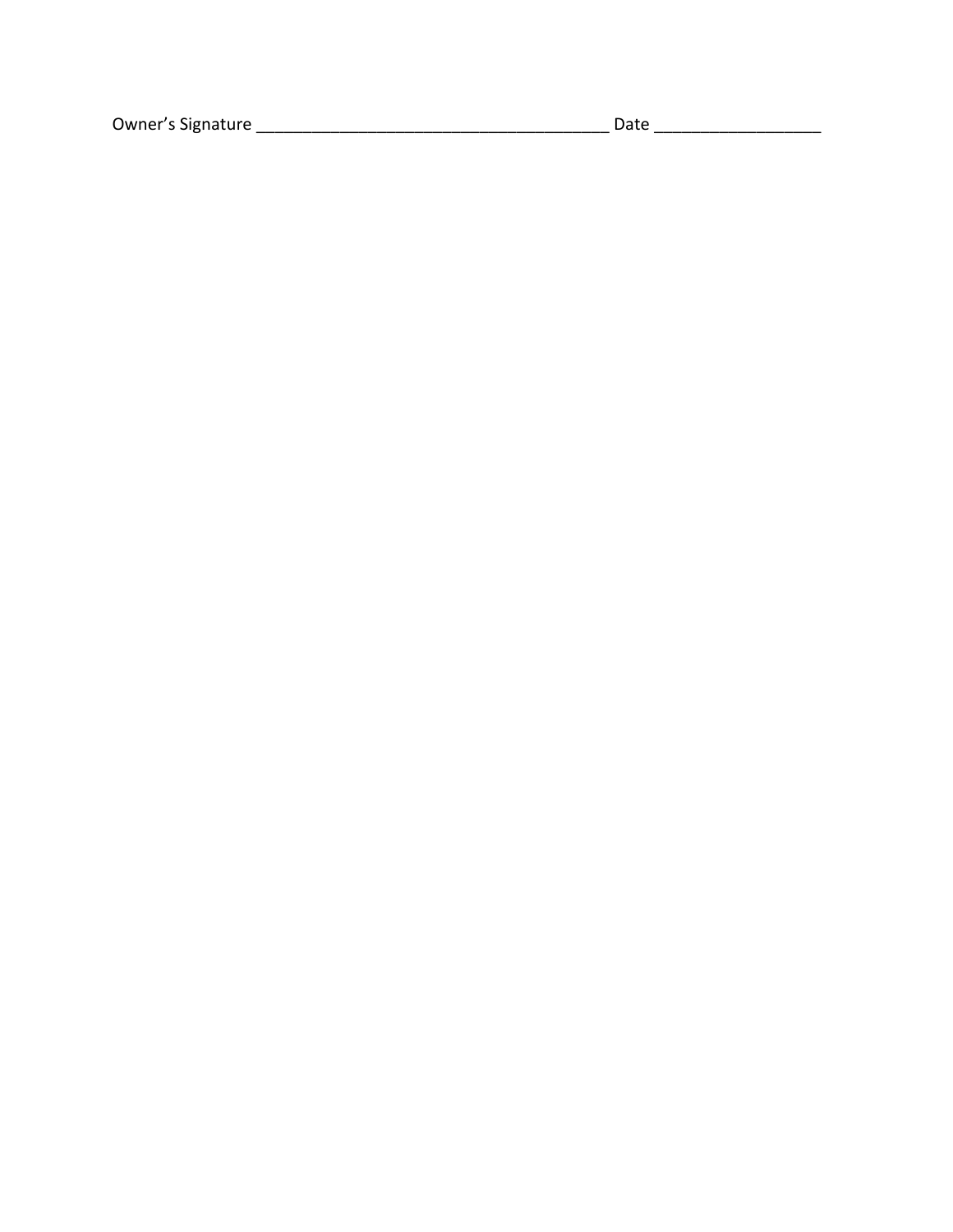Owner's Signature _______________________________________ Date __________________